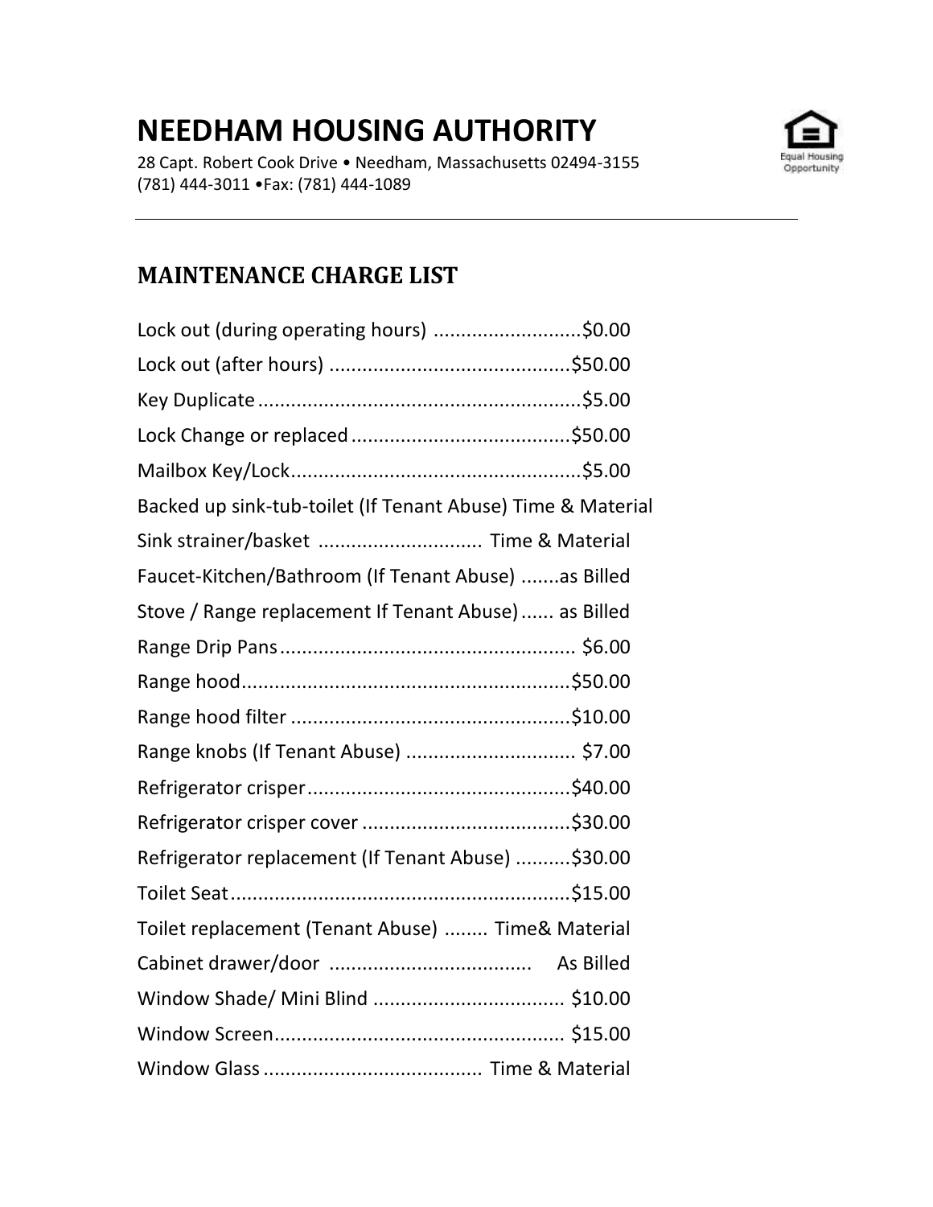# NEEDHAM HOUSING AUTHORITY

28 Capt. Robert Cook Drive • Needham, Massachusetts 02494-3155
(781) 444-3011 •Fax: (781) 444-1089

Equal Housing Opportunity

## MAINTENANCE CHARGE LIST

| Item | Charge |
|---|---|
| Lock out (during operating hours) | $0.00 |
| Lock out (after hours) | $50.00 |
| Key Duplicate | $5.00 |
| Lock Change or replaced | $50.00 |
| Mailbox Key/Lock | $5.00 |
| Backed up sink-tub-toilet (If Tenant Abuse) | Time & Material |
| Sink strainer/basket | Time & Material |
| Faucet-Kitchen/Bathroom (If Tenant Abuse) | as Billed |
| Stove / Range replacement If Tenant Abuse) | as Billed |
| Range Drip Pans | $6.00 |
| Range hood | $50.00 |
| Range hood filter | $10.00 |
| Range knobs (If Tenant Abuse) | $7.00 |
| Refrigerator crisper | $40.00 |
| Refrigerator crisper cover | $30.00 |
| Refrigerator replacement (If Tenant Abuse) | $30.00 |
| Toilet Seat | $15.00 |
| Toilet replacement (Tenant Abuse) | Time& Material |
| Cabinet drawer/door | As Billed |
| Window Shade/ Mini Blind | $10.00 |
| Window Screen | $15.00 |
| Window Glass | Time & Material |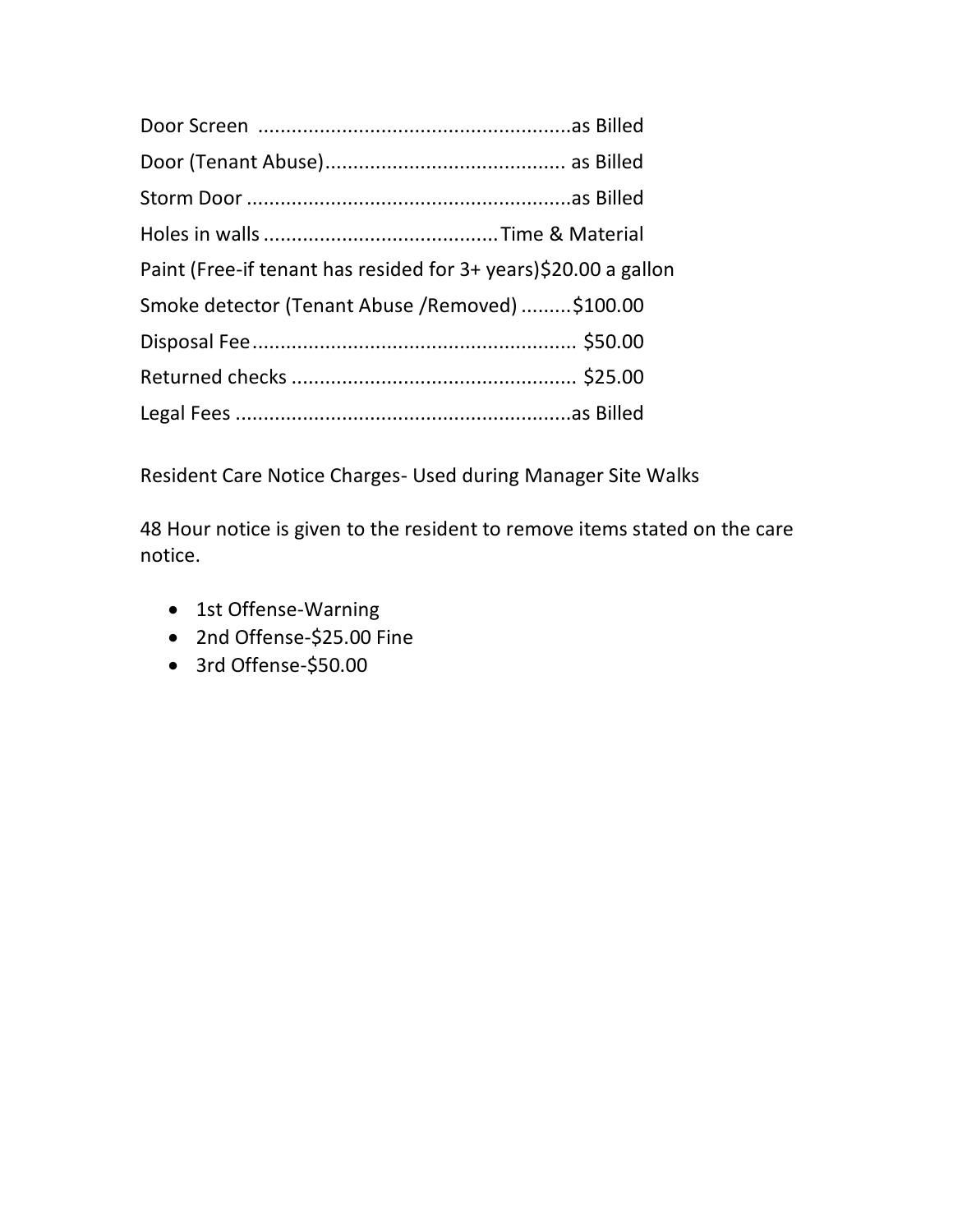Door Screen ........................................................as Billed

Door (Tenant Abuse)........................................... as Billed

Storm Door ..........................................................as Billed

Holes in walls .........................................Time & Material

Paint (Free-if tenant has resided for 3+ years)$20.00 a gallon

Smoke detector (Tenant Abuse /Removed) .........$100.00

Disposal Fee.......................................................... $50.00

Returned checks ................................................... $25.00

Legal Fees ............................................................as Billed

Resident Care Notice Charges- Used during Manager Site Walks

48 Hour notice is given to the resident to remove items stated on the care notice.

- 1st Offense-Warning
- 2nd Offense-$25.00 Fine
- 3rd Offense-$50.00